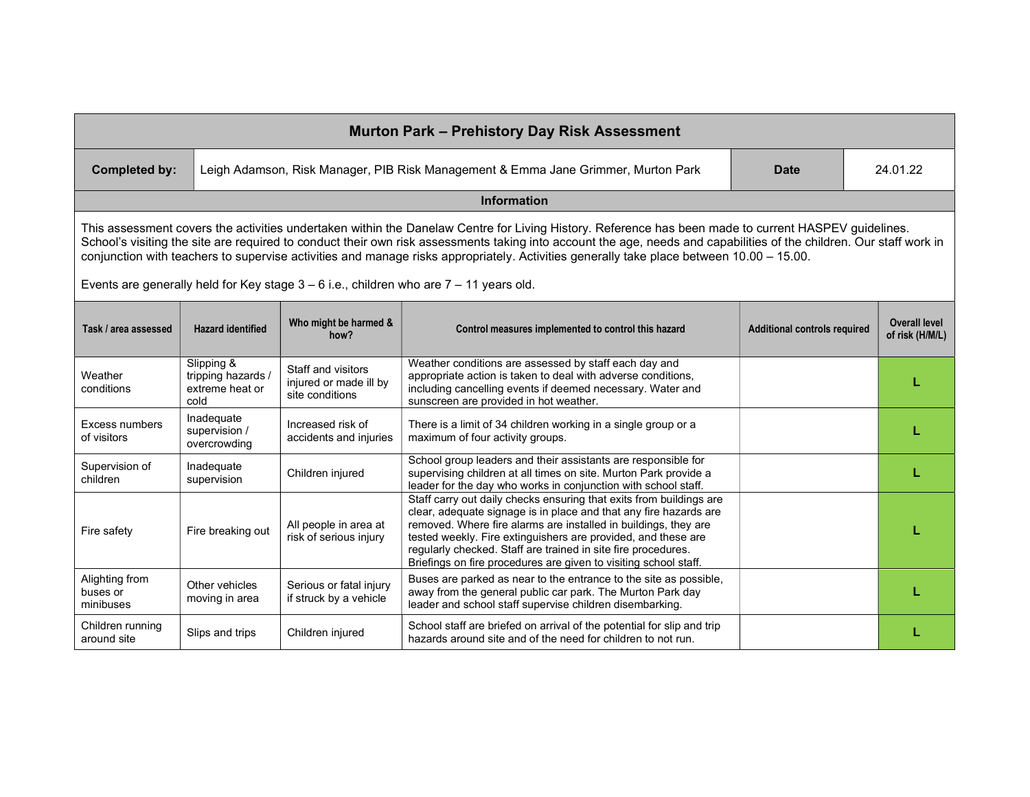# Murton Park – Prehistory Day Risk Assessment

| **Completed by:** | Leigh Adamson, Risk Manager, PIB Risk Management & Emma Jane Grimmer, Murton Park | **Date** | 24.01.22 |
|---|---|---|---|

## Information

This assessment covers the activities undertaken within the Danelaw Centre for Living History. Reference has been made to current HASPEV guidelines. School's visiting the site are required to conduct their own risk assessments taking into account the age, needs and capabilities of the children. Our staff work in conjunction with teachers to supervise activities and manage risks appropriately. Activities generally take place between 10.00 – 15.00.

Events are generally held for Key stage 3 – 6 i.e., children who are 7 – 11 years old.

| Task / area assessed | Hazard identified | Who might be harmed & how? | Control measures implemented to control this hazard | Additional controls required | Overall level of risk (H/M/L) |
|---|---|---|---|---|---|
| Weather conditions | Slipping & tripping hazards / extreme heat or cold | Staff and visitors injured or made ill by site conditions | Weather conditions are assessed by staff each day and appropriate action is taken to deal with adverse conditions, including cancelling events if deemed necessary. Water and sunscreen are provided in hot weather. | | L |
| Excess numbers of visitors | Inadequate supervision / overcrowding | Increased risk of accidents and injuries | There is a limit of 34 children working in a single group or a maximum of four activity groups. | | L |
| Supervision of children | Inadequate supervision | Children injured | School group leaders and their assistants are responsible for supervising children at all times on site. Murton Park provide a leader for the day who works in conjunction with school staff. | | L |
| Fire safety | Fire breaking out | All people in area at risk of serious injury | Staff carry out daily checks ensuring that exits from buildings are clear, adequate signage is in place and that any fire hazards are removed. Where fire alarms are installed in buildings, they are tested weekly. Fire extinguishers are provided, and these are regularly checked. Staff are trained in site fire procedures. Briefings on fire procedures are given to visiting school staff. | | L |
| Alighting from buses or minibuses | Other vehicles moving in area | Serious or fatal injury if struck by a vehicle | Buses are parked as near to the entrance to the site as possible, away from the general public car park. The Murton Park day leader and school staff supervise children disembarking. | | L |
| Children running around site | Slips and trips | Children injured | School staff are briefed on arrival of the potential for slip and trip hazards around site and of the need for children to not run. | | L |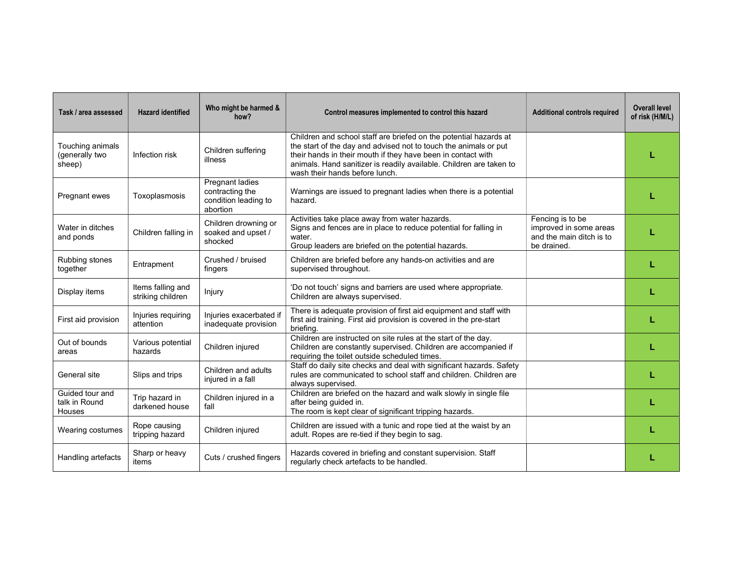| Task / area assessed | Hazard identified | Who might be harmed & how? | Control measures implemented to control this hazard | Additional controls required | Overall level of risk (H/M/L) |
|---|---|---|---|---|---|
| Touching animals (generally two sheep) | Infection risk | Children suffering illness | Children and school staff are briefed on the potential hazards at the start of the day and advised not to touch the animals or put their hands in their mouth if they have been in contact with animals. Hand sanitizer is readily available. Children are taken to wash their hands before lunch. | | L |
| Pregnant ewes | Toxoplasmosis | Pregnant ladies contracting the condition leading to abortion | Warnings are issued to pregnant ladies when there is a potential hazard. | | L |
| Water in ditches and ponds | Children falling in | Children drowning or soaked and upset / shocked | Activities take place away from water hazards. Signs and fences are in place to reduce potential for falling in water. Group leaders are briefed on the potential hazards. | Fencing is to be improved in some areas and the main ditch is to be drained. | L |
| Rubbing stones together | Entrapment | Crushed / bruised fingers | Children are briefed before any hands-on activities and are supervised throughout. | | L |
| Display items | Items falling and striking children | Injury | 'Do not touch' signs and barriers are used where appropriate. Children are always supervised. | | L |
| First aid provision | Injuries requiring attention | Injuries exacerbated if inadequate provision | There is adequate provision of first aid equipment and staff with first aid training. First aid provision is covered in the pre-start briefing. | | L |
| Out of bounds areas | Various potential hazards | Children injured | Children are instructed on site rules at the start of the day. Children are constantly supervised. Children are accompanied if requiring the toilet outside scheduled times. | | L |
| General site | Slips and trips | Children and adults injured in a fall | Staff do daily site checks and deal with significant hazards. Safety rules are communicated to school staff and children. Children are always supervised. | | L |
| Guided tour and talk in Round Houses | Trip hazard in darkened house | Children injured in a fall | Children are briefed on the hazard and walk slowly in single file after being guided in. The room is kept clear of significant tripping hazards. | | L |
| Wearing costumes | Rope causing tripping hazard | Children injured | Children are issued with a tunic and rope tied at the waist by an adult. Ropes are re-tied if they begin to sag. | | L |
| Handling artefacts | Sharp or heavy items | Cuts / crushed fingers | Hazards covered in briefing and constant supervision. Staff regularly check artefacts to be handled. | | L |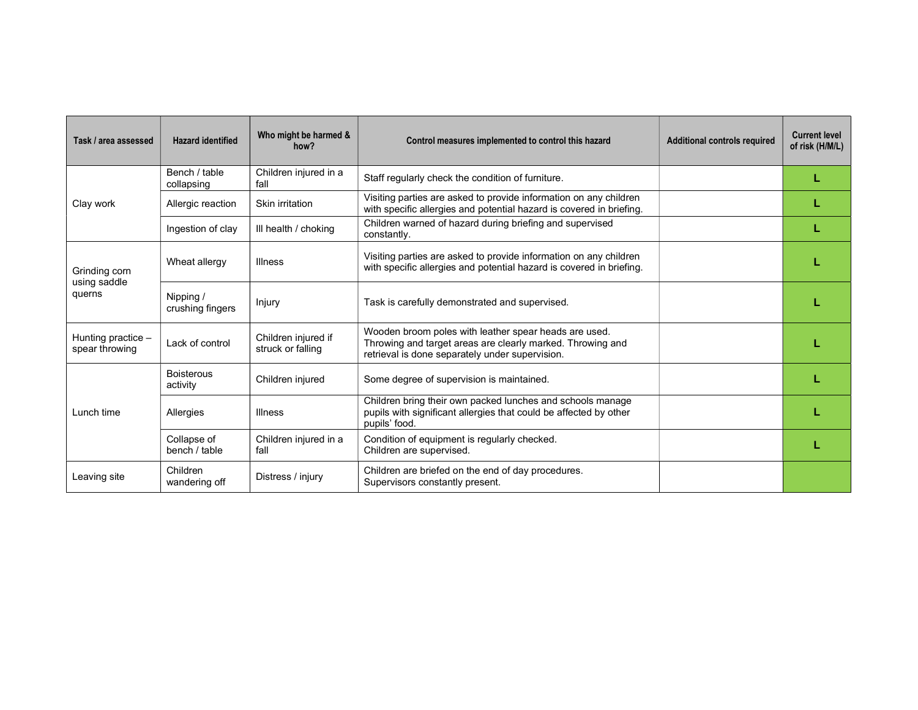| Task / area assessed | Hazard identified | Who might be harmed & how? | Control measures implemented to control this hazard | Additional controls required | Current level of risk (H/M/L) |
|---|---|---|---|---|---|
| Clay work | Bench / table collapsing | Children injured in a fall | Staff regularly check the condition of furniture. | | L |
| | Allergic reaction | Skin irritation | Visiting parties are asked to provide information on any children with specific allergies and potential hazard is covered in briefing. | | L |
| | Ingestion of clay | Ill health / choking | Children warned of hazard during briefing and supervised constantly. | | L |
| Grinding corn using saddle querns | Wheat allergy | Illness | Visiting parties are asked to provide information on any children with specific allergies and potential hazard is covered in briefing. | | L |
| | Nipping / crushing fingers | Injury | Task is carefully demonstrated and supervised. | | L |
| Hunting practice – spear throwing | Lack of control | Children injured if struck or falling | Wooden broom poles with leather spear heads are used. Throwing and target areas are clearly marked. Throwing and retrieval is done separately under supervision. | | L |
| Lunch time | Boisterous activity | Children injured | Some degree of supervision is maintained. | | L |
| | Allergies | Illness | Children bring their own packed lunches and schools manage pupils with significant allergies that could be affected by other pupils' food. | | L |
| | Collapse of bench / table | Children injured in a fall | Condition of equipment is regularly checked. Children are supervised. | | L |
| Leaving site | Children wandering off | Distress / injury | Children are briefed on the end of day procedures. Supervisors constantly present. | | |